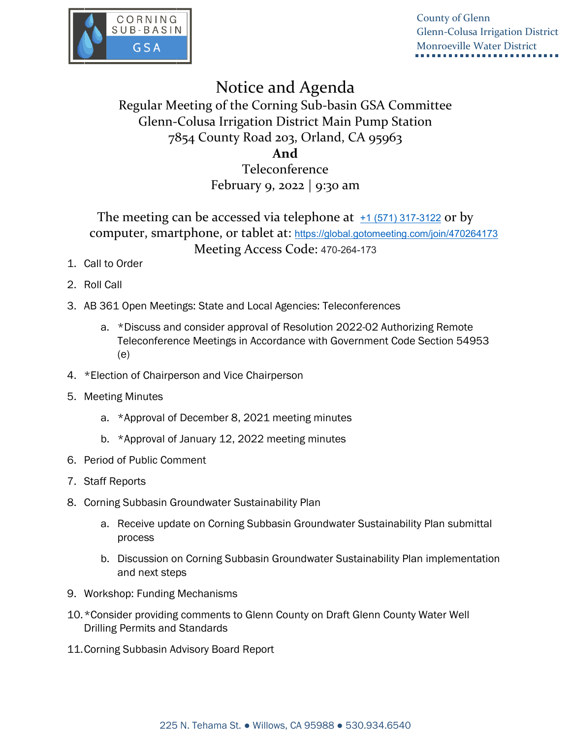CORNING SUB-BASIN GSA

County of Glenn
Glenn-Colusa Irrigation District
Monroeville Water District

# Notice and Agenda

## Regular Meeting of the Corning Sub-basin GSA Committee

Glenn-Colusa Irrigation District Main Pump Station
7854 County Road 203, Orland, CA 95963
**And**
Teleconference
February 9, 2022 | 9:30 am

The meeting can be accessed via telephone at +1 (571) 317-3122 or by computer, smartphone, or tablet at: https://global.gotomeeting.com/join/470264173
Meeting Access Code: 470-264-173

1. Call to Order
2. Roll Call
3. AB 361 Open Meetings: State and Local Agencies: Teleconferences
   a. *Discuss and consider approval of Resolution 2022-02 Authorizing Remote Teleconference Meetings in Accordance with Government Code Section 54953 (e)
4. *Election of Chairperson and Vice Chairperson
5. Meeting Minutes
   a. *Approval of December 8, 2021 meeting minutes
   b. *Approval of January 12, 2022 meeting minutes
6. Period of Public Comment
7. Staff Reports
8. Corning Subbasin Groundwater Sustainability Plan
   a. Receive update on Corning Subbasin Groundwater Sustainability Plan submittal process
   b. Discussion on Corning Subbasin Groundwater Sustainability Plan implementation and next steps
9. Workshop: Funding Mechanisms
10. *Consider providing comments to Glenn County on Draft Glenn County Water Well Drilling Permits and Standards
11. Corning Subbasin Advisory Board Report

225 N. Tehama St. ● Willows, CA 95988 ● 530.934.6540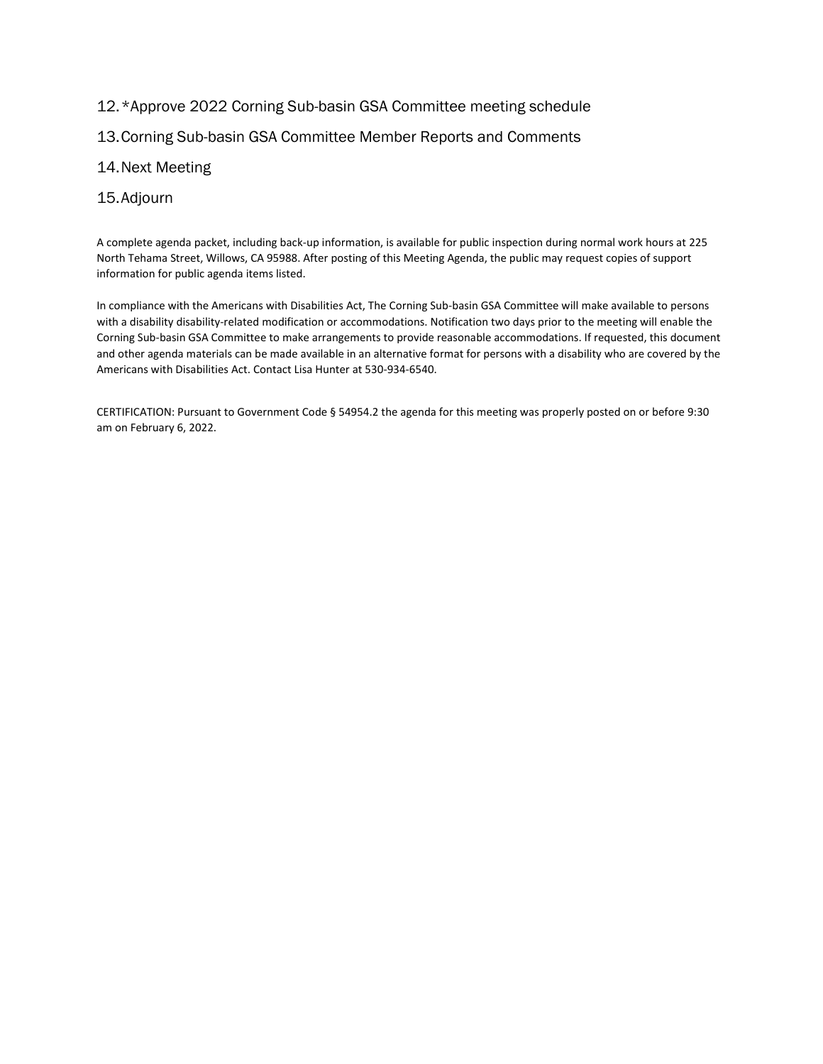12. *Approve 2022 Corning Sub-basin GSA Committee meeting schedule
13. Corning Sub-basin GSA Committee Member Reports and Comments
14. Next Meeting
15. Adjourn

A complete agenda packet, including back-up information, is available for public inspection during normal work hours at 225 North Tehama Street, Willows, CA 95988. After posting of this Meeting Agenda, the public may request copies of support information for public agenda items listed.

In compliance with the Americans with Disabilities Act, The Corning Sub-basin GSA Committee will make available to persons with a disability disability-related modification or accommodations. Notification two days prior to the meeting will enable the Corning Sub-basin GSA Committee to make arrangements to provide reasonable accommodations. If requested, this document and other agenda materials can be made available in an alternative format for persons with a disability who are covered by the Americans with Disabilities Act. Contact Lisa Hunter at 530-934-6540.

CERTIFICATION: Pursuant to Government Code § 54954.2 the agenda for this meeting was properly posted on or before 9:30 am on February 6, 2022.